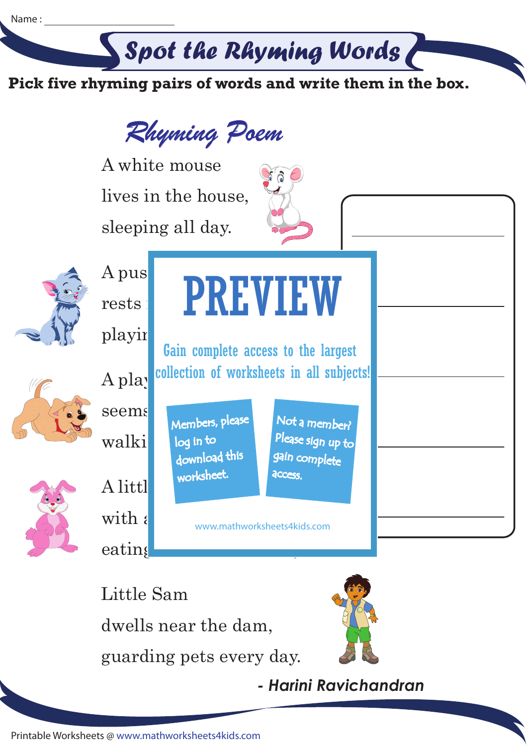Name : ______________________

# Spot the Rhyming Words

**Pick five rhyming pairs of words and write them in the box.**

## *Rhyming Poem*

A white mouse
lives in the house,
sleeping all day.

A pus
rests 
playi

A play
seems
walki

A littl
with a
eating

Little Sam
dwells near the dam,
guarding pets every day.

***- Harini Ravichandran***

PREVIEW

Gain complete access to the largest collection of worksheets in all subjects!

Members, please log in to download this worksheet.

Not a member? Please sign up to gain complete access.

www.mathworksheets4kids.com

______________________

______________________

______________________

______________________

______________________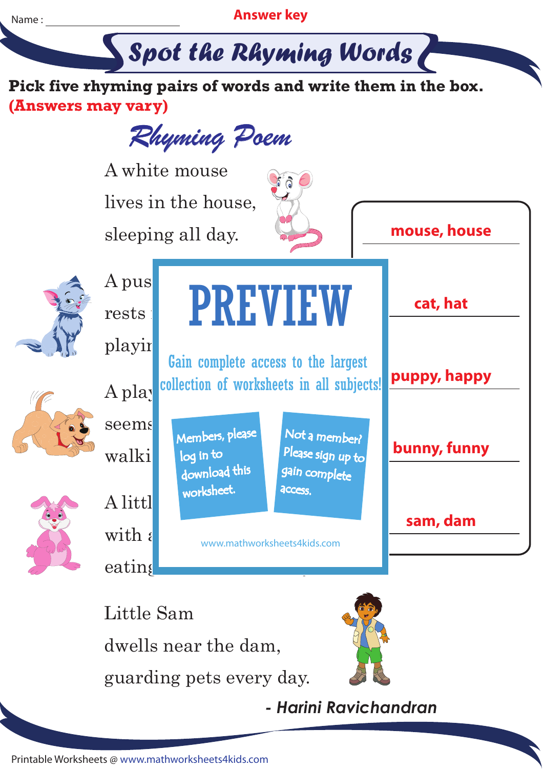Name : ____________________

Answer key

# Spot the Rhyming Words

**Pick five rhyming pairs of words and write them in the box. (Answers may vary)**

## Rhyming Poem

A white mouse
lives in the house,
sleeping all day.

A pus
rests
playi

A play
seems
walki

A littl
with a
eating

Little Sam
dwells near the dam,
guarding pets every day.

*- Harini Ravichandran*

mouse, house

cat, hat

puppy, happy

bunny, funny

sam, dam

PREVIEW

Gain complete access to the largest collection of worksheets in all subjects!

Members, please log in to download this worksheet.

Not a member? Please sign up to gain complete access.

www.mathworksheets4kids.com

Printable Worksheets @ www.mathworksheets4kids.com